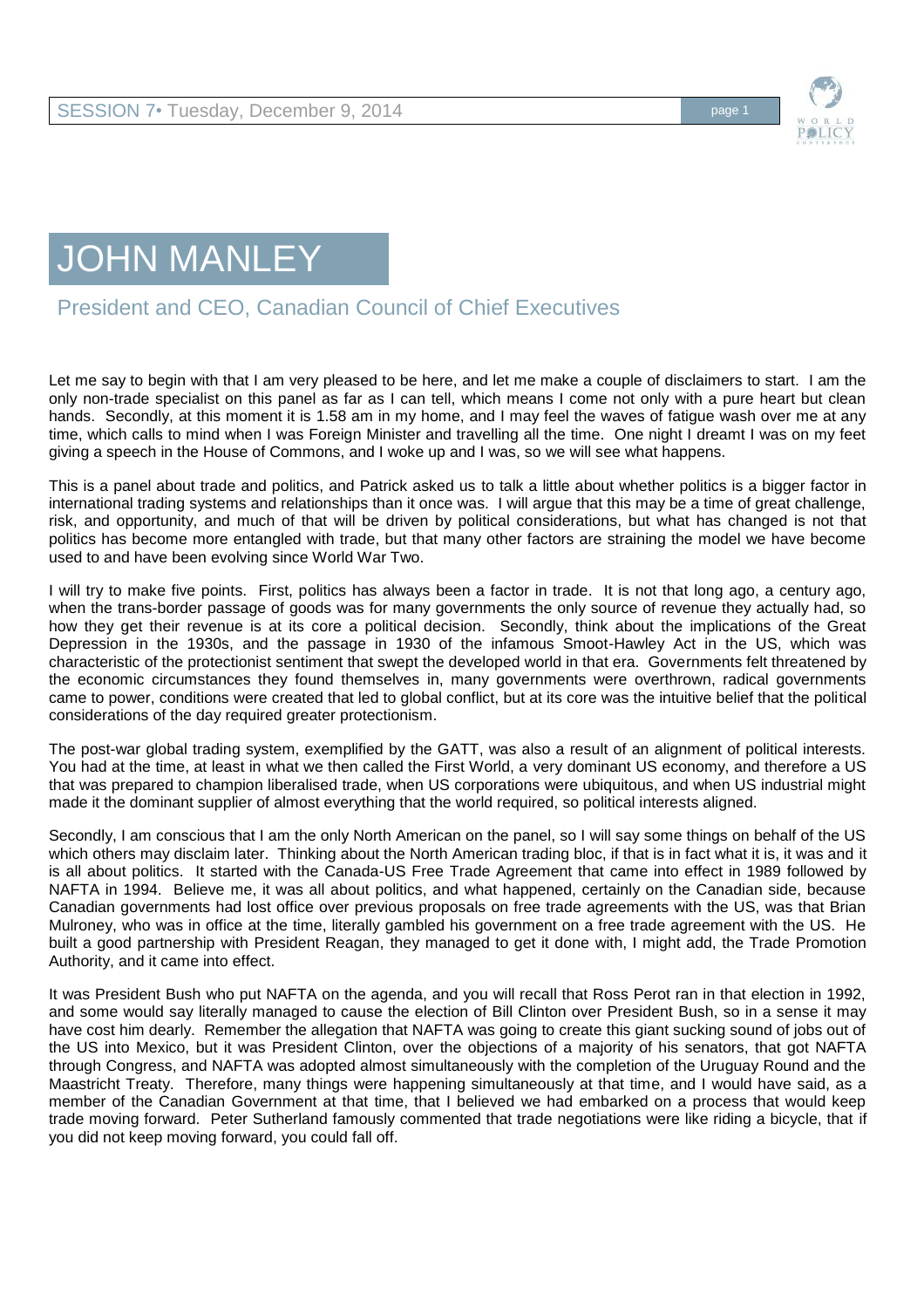# JOHN MANLEY

## President and CEO, Canadian Council of Chief Executives

Let me say to begin with that I am very pleased to be here, and let me make a couple of disclaimers to start. I am the only non-trade specialist on this panel as far as I can tell, which means I come not only with a pure heart but clean hands. Secondly, at this moment it is 1.58 am in my home, and I may feel the waves of fatigue wash over me at any time, which calls to mind when I was Foreign Minister and travelling all the time. One night I dreamt I was on my feet giving a speech in the House of Commons, and I woke up and I was, so we will see what happens.

This is a panel about trade and politics, and Patrick asked us to talk a little about whether politics is a bigger factor in international trading systems and relationships than it once was. I will argue that this may be a time of great challenge, risk, and opportunity, and much of that will be driven by political considerations, but what has changed is not that politics has become more entangled with trade, but that many other factors are straining the model we have become used to and have been evolving since World War Two.

I will try to make five points. First, politics has always been a factor in trade. It is not that long ago, a century ago, when the trans-border passage of goods was for many governments the only source of revenue they actually had, so how they get their revenue is at its core a political decision. Secondly, think about the implications of the Great Depression in the 1930s, and the passage in 1930 of the infamous Smoot-Hawley Act in the US, which was characteristic of the protectionist sentiment that swept the developed world in that era. Governments felt threatened by the economic circumstances they found themselves in, many governments were overthrown, radical governments came to power, conditions were created that led to global conflict, but at its core was the intuitive belief that the political considerations of the day required greater protectionism.

The post-war global trading system, exemplified by the GATT, was also a result of an alignment of political interests. You had at the time, at least in what we then called the First World, a very dominant US economy, and therefore a US that was prepared to champion liberalised trade, when US corporations were ubiquitous, and when US industrial might made it the dominant supplier of almost everything that the world required, so political interests aligned.

Secondly, I am conscious that I am the only North American on the panel, so I will say some things on behalf of the US which others may disclaim later. Thinking about the North American trading bloc, if that is in fact what it is, it was and it is all about politics. It started with the Canada-US Free Trade Agreement that came into effect in 1989 followed by NAFTA in 1994. Believe me, it was all about politics, and what happened, certainly on the Canadian side, because Canadian governments had lost office over previous proposals on free trade agreements with the US, was that Brian Mulroney, who was in office at the time, literally gambled his government on a free trade agreement with the US. He built a good partnership with President Reagan, they managed to get it done with, I might add, the Trade Promotion Authority, and it came into effect.

It was President Bush who put NAFTA on the agenda, and you will recall that Ross Perot ran in that election in 1992, and some would say literally managed to cause the election of Bill Clinton over President Bush, so in a sense it may have cost him dearly. Remember the allegation that NAFTA was going to create this giant sucking sound of jobs out of the US into Mexico, but it was President Clinton, over the objections of a majority of his senators, that got NAFTA through Congress, and NAFTA was adopted almost simultaneously with the completion of the Uruguay Round and the Maastricht Treaty. Therefore, many things were happening simultaneously at that time, and I would have said, as a member of the Canadian Government at that time, that I believed we had embarked on a process that would keep trade moving forward. Peter Sutherland famously commented that trade negotiations were like riding a bicycle, that if you did not keep moving forward, you could fall off.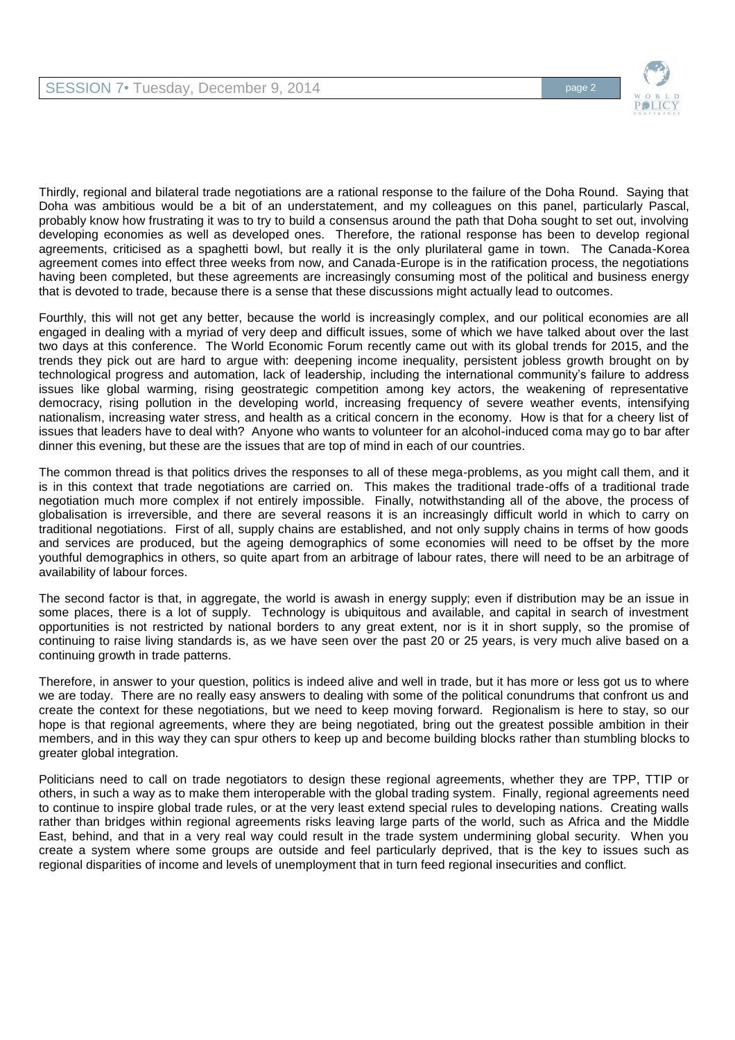Thirdly, regional and bilateral trade negotiations are a rational response to the failure of the Doha Round. Saying that Doha was ambitious would be a bit of an understatement, and my colleagues on this panel, particularly Pascal, probably know how frustrating it was to try to build a consensus around the path that Doha sought to set out, involving developing economies as well as developed ones. Therefore, the rational response has been to develop regional agreements, criticised as a spaghetti bowl, but really it is the only plurilateral game in town. The Canada-Korea agreement comes into effect three weeks from now, and Canada-Europe is in the ratification process, the negotiations having been completed, but these agreements are increasingly consuming most of the political and business energy that is devoted to trade, because there is a sense that these discussions might actually lead to outcomes.

Fourthly, this will not get any better, because the world is increasingly complex, and our political economies are all engaged in dealing with a myriad of very deep and difficult issues, some of which we have talked about over the last two days at this conference. The World Economic Forum recently came out with its global trends for 2015, and the trends they pick out are hard to argue with: deepening income inequality, persistent jobless growth brought on by technological progress and automation, lack of leadership, including the international community's failure to address issues like global warming, rising geostrategic competition among key actors, the weakening of representative democracy, rising pollution in the developing world, increasing frequency of severe weather events, intensifying nationalism, increasing water stress, and health as a critical concern in the economy. How is that for a cheery list of issues that leaders have to deal with? Anyone who wants to volunteer for an alcohol-induced coma may go to bar after dinner this evening, but these are the issues that are top of mind in each of our countries.

The common thread is that politics drives the responses to all of these mega-problems, as you might call them, and it is in this context that trade negotiations are carried on. This makes the traditional trade-offs of a traditional trade negotiation much more complex if not entirely impossible. Finally, notwithstanding all of the above, the process of globalisation is irreversible, and there are several reasons it is an increasingly difficult world in which to carry on traditional negotiations. First of all, supply chains are established, and not only supply chains in terms of how goods and services are produced, but the ageing demographics of some economies will need to be offset by the more youthful demographics in others, so quite apart from an arbitrage of labour rates, there will need to be an arbitrage of availability of labour forces.

The second factor is that, in aggregate, the world is awash in energy supply; even if distribution may be an issue in some places, there is a lot of supply. Technology is ubiquitous and available, and capital in search of investment opportunities is not restricted by national borders to any great extent, nor is it in short supply, so the promise of continuing to raise living standards is, as we have seen over the past 20 or 25 years, is very much alive based on a continuing growth in trade patterns.

Therefore, in answer to your question, politics is indeed alive and well in trade, but it has more or less got us to where we are today. There are no really easy answers to dealing with some of the political conundrums that confront us and create the context for these negotiations, but we need to keep moving forward. Regionalism is here to stay, so our hope is that regional agreements, where they are being negotiated, bring out the greatest possible ambition in their members, and in this way they can spur others to keep up and become building blocks rather than stumbling blocks to greater global integration.

Politicians need to call on trade negotiators to design these regional agreements, whether they are TPP, TTIP or others, in such a way as to make them interoperable with the global trading system. Finally, regional agreements need to continue to inspire global trade rules, or at the very least extend special rules to developing nations. Creating walls rather than bridges within regional agreements risks leaving large parts of the world, such as Africa and the Middle East, behind, and that in a very real way could result in the trade system undermining global security. When you create a system where some groups are outside and feel particularly deprived, that is the key to issues such as regional disparities of income and levels of unemployment that in turn feed regional insecurities and conflict.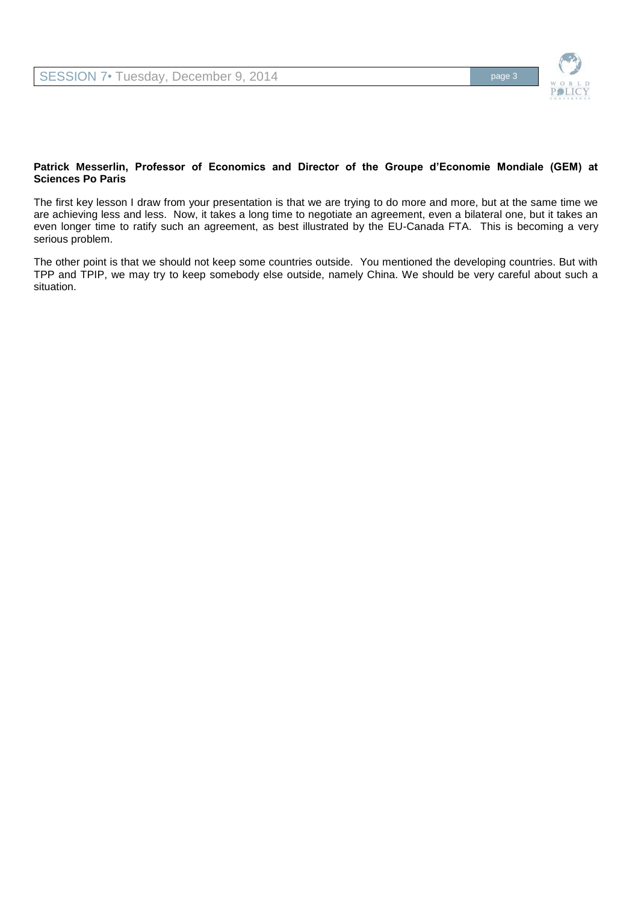**Patrick Messerlin, Professor of Economics and Director of the Groupe d'Economie Mondiale (GEM) at Sciences Po Paris**

The first key lesson I draw from your presentation is that we are trying to do more and more, but at the same time we are achieving less and less. Now, it takes a long time to negotiate an agreement, even a bilateral one, but it takes an even longer time to ratify such an agreement, as best illustrated by the EU-Canada FTA. This is becoming a very serious problem.

The other point is that we should not keep some countries outside. You mentioned the developing countries. But with TPP and TPIP, we may try to keep somebody else outside, namely China. We should be very careful about such a situation.